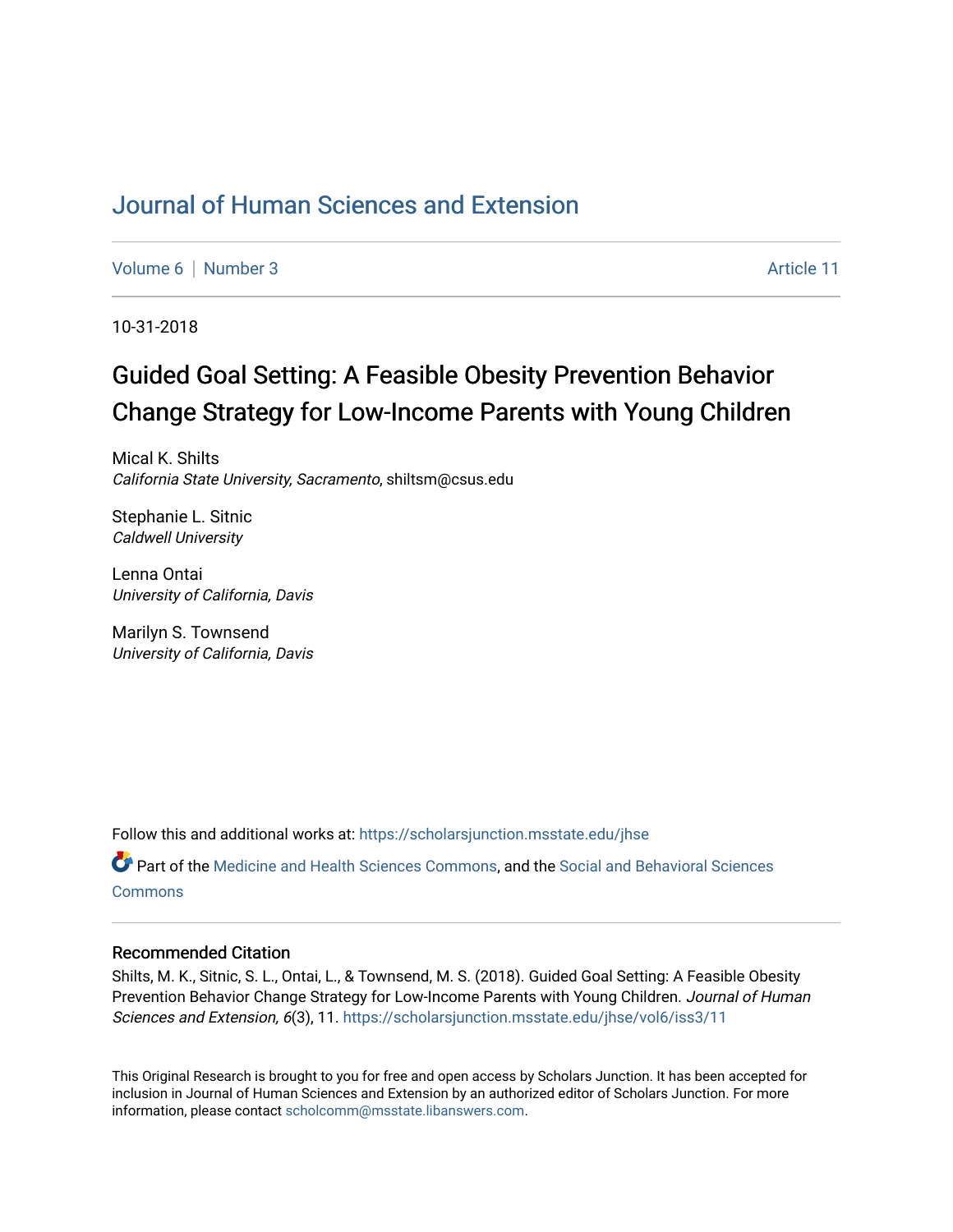# Journal of Human Sciences and Extension

Volume 6 | Number 3 Article 11

10-31-2018

## Guided Goal Setting: A Feasible Obesity Prevention Behavior Change Strategy for Low-Income Parents with Young Children

Mical K. Shilts
*California State University, Sacramento*, shiltsm@csus.edu

Stephanie L. Sitnic
*Caldwell University*

Lenna Ontai
*University of California, Davis*

Marilyn S. Townsend
*University of California, Davis*

Follow this and additional works at: https://scholarsjunction.msstate.edu/jhse

Part of the Medicine and Health Sciences Commons, and the Social and Behavioral Sciences Commons

### Recommended Citation

Shilts, M. K., Sitnic, S. L., Ontai, L., & Townsend, M. S. (2018). Guided Goal Setting: A Feasible Obesity Prevention Behavior Change Strategy for Low-Income Parents with Young Children. *Journal of Human Sciences and Extension, 6*(3), 11. https://scholarsjunction.msstate.edu/jhse/vol6/iss3/11

This Original Research is brought to you for free and open access by Scholars Junction. It has been accepted for inclusion in Journal of Human Sciences and Extension by an authorized editor of Scholars Junction. For more information, please contact scholcomm@msstate.libanswers.com.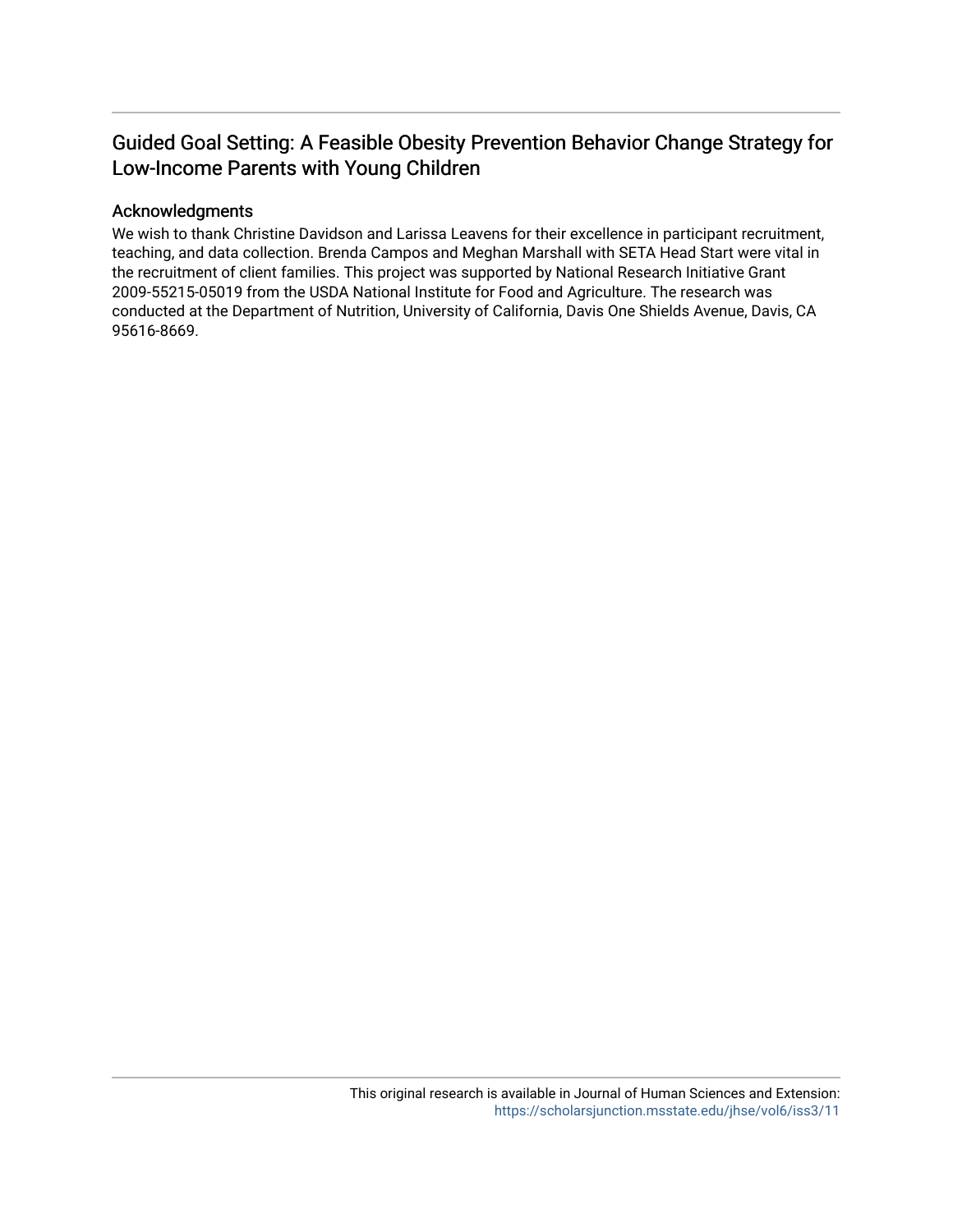# Guided Goal Setting: A Feasible Obesity Prevention Behavior Change Strategy for Low-Income Parents with Young Children

## Acknowledgments

We wish to thank Christine Davidson and Larissa Leavens for their excellence in participant recruitment, teaching, and data collection. Brenda Campos and Meghan Marshall with SETA Head Start were vital in the recruitment of client families. This project was supported by National Research Initiative Grant 2009-55215-05019 from the USDA National Institute for Food and Agriculture. The research was conducted at the Department of Nutrition, University of California, Davis One Shields Avenue, Davis, CA 95616-8669.

This original research is available in Journal of Human Sciences and Extension: https://scholarsjunction.msstate.edu/jhse/vol6/iss3/11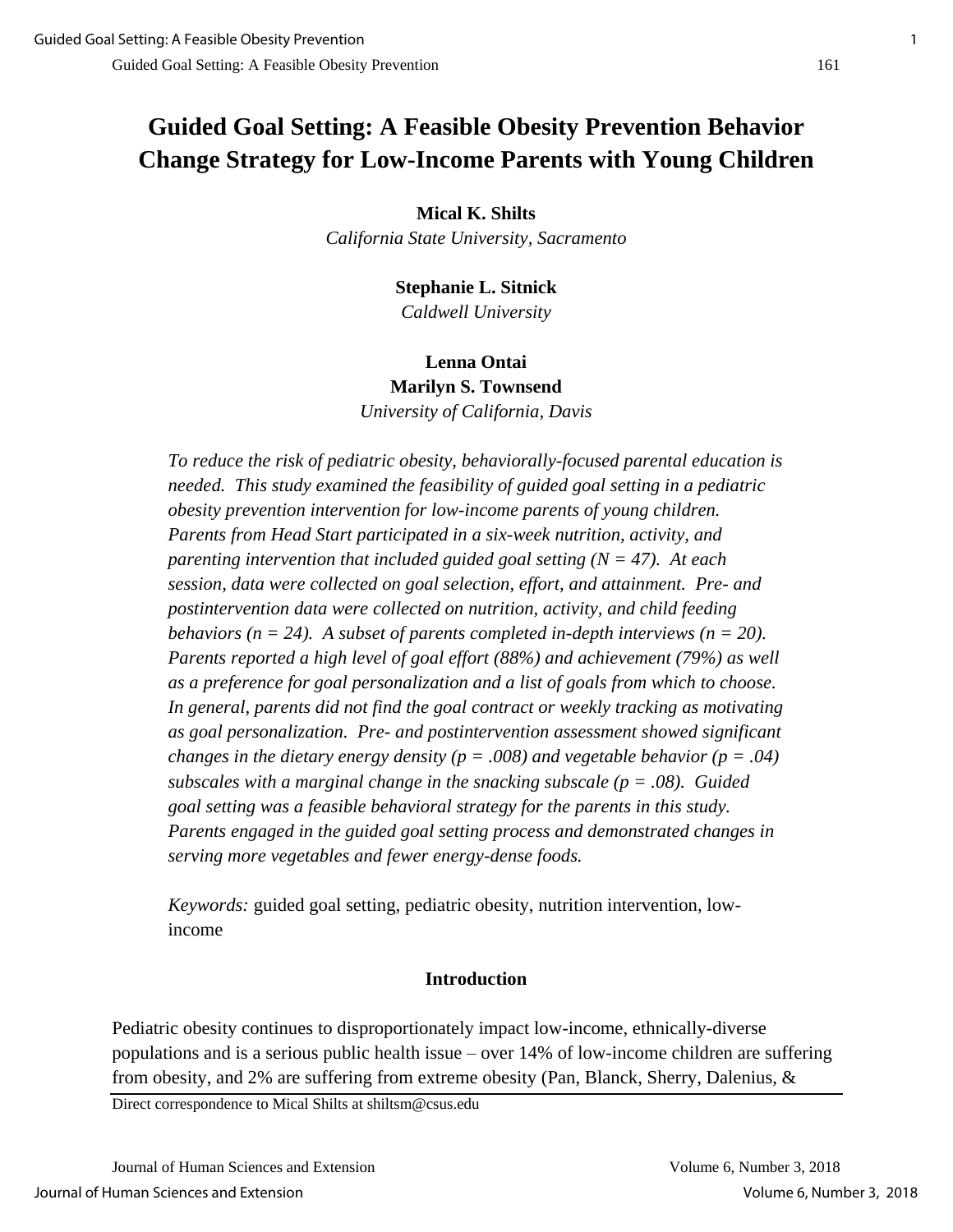# Guided Goal Setting: A Feasible Obesity Prevention Behavior Change Strategy for Low-Income Parents with Young Children

**Mical K. Shilts**
*California State University, Sacramento*

**Stephanie L. Sitnick**
*Caldwell University*

**Lenna Ontai**
**Marilyn S. Townsend**
*University of California, Davis*

*To reduce the risk of pediatric obesity, behaviorally-focused parental education is needed. This study examined the feasibility of guided goal setting in a pediatric obesity prevention intervention for low-income parents of young children. Parents from Head Start participated in a six-week nutrition, activity, and parenting intervention that included guided goal setting (N = 47). At each session, data were collected on goal selection, effort, and attainment. Pre- and postintervention data were collected on nutrition, activity, and child feeding behaviors (n = 24). A subset of parents completed in-depth interviews (n = 20). Parents reported a high level of goal effort (88%) and achievement (79%) as well as a preference for goal personalization and a list of goals from which to choose. In general, parents did not find the goal contract or weekly tracking as motivating as goal personalization. Pre- and postintervention assessment showed significant changes in the dietary energy density (p = .008) and vegetable behavior (p = .04) subscales with a marginal change in the snacking subscale (p = .08). Guided goal setting was a feasible behavioral strategy for the parents in this study. Parents engaged in the guided goal setting process and demonstrated changes in serving more vegetables and fewer energy-dense foods.*

*Keywords:* guided goal setting, pediatric obesity, nutrition intervention, low-income

## Introduction

Pediatric obesity continues to disproportionately impact low-income, ethnically-diverse populations and is a serious public health issue – over 14% of low-income children are suffering from obesity, and 2% are suffering from extreme obesity (Pan, Blanck, Sherry, Dalenius, &

Direct correspondence to Mical Shilts at shiltsm@csus.edu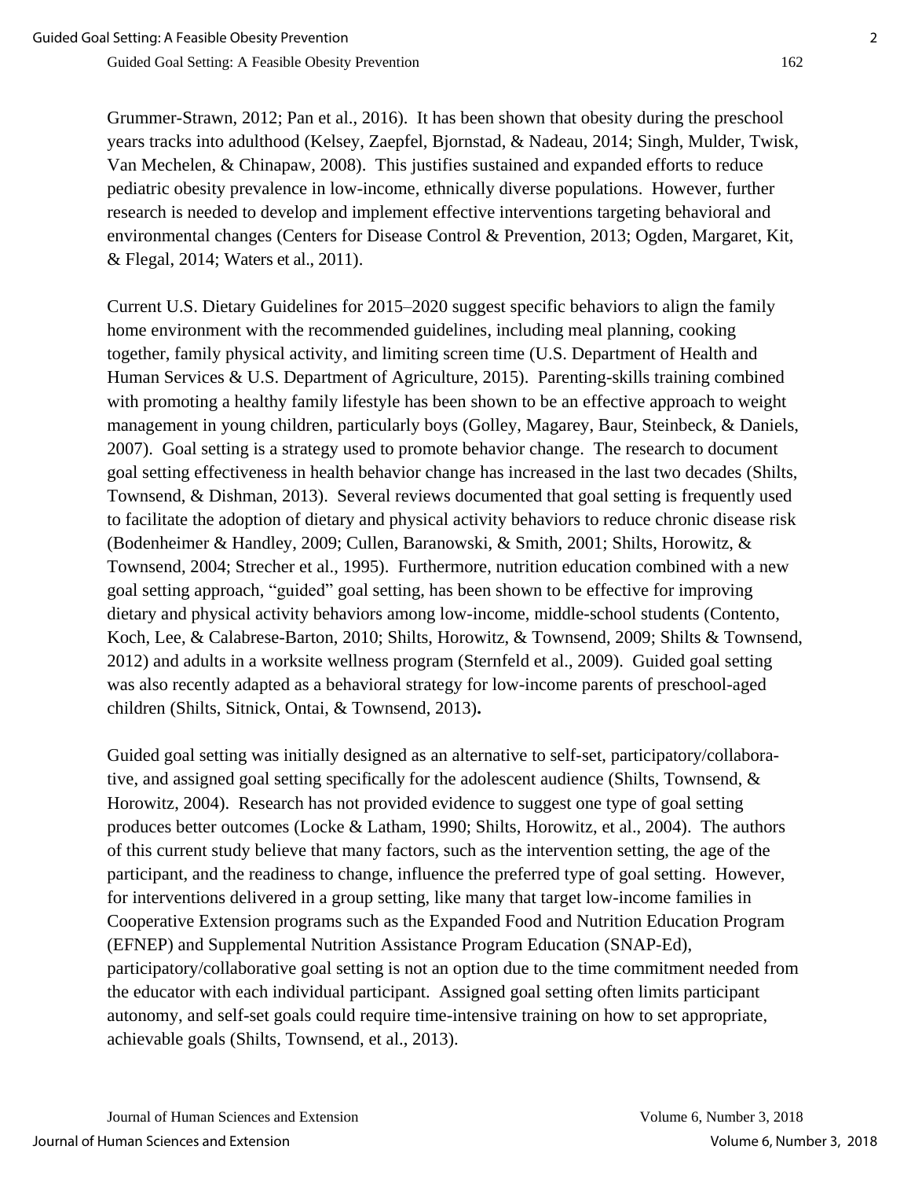Grummer-Strawn, 2012; Pan et al., 2016). It has been shown that obesity during the preschool years tracks into adulthood (Kelsey, Zaepfel, Bjornstad, & Nadeau, 2014; Singh, Mulder, Twisk, Van Mechelen, & Chinapaw, 2008). This justifies sustained and expanded efforts to reduce pediatric obesity prevalence in low-income, ethnically diverse populations. However, further research is needed to develop and implement effective interventions targeting behavioral and environmental changes (Centers for Disease Control & Prevention, 2013; Ogden, Margaret, Kit, & Flegal, 2014; Waters et al., 2011).

Current U.S. Dietary Guidelines for 2015–2020 suggest specific behaviors to align the family home environment with the recommended guidelines, including meal planning, cooking together, family physical activity, and limiting screen time (U.S. Department of Health and Human Services & U.S. Department of Agriculture, 2015). Parenting-skills training combined with promoting a healthy family lifestyle has been shown to be an effective approach to weight management in young children, particularly boys (Golley, Magarey, Baur, Steinbeck, & Daniels, 2007). Goal setting is a strategy used to promote behavior change. The research to document goal setting effectiveness in health behavior change has increased in the last two decades (Shilts, Townsend, & Dishman, 2013). Several reviews documented that goal setting is frequently used to facilitate the adoption of dietary and physical activity behaviors to reduce chronic disease risk (Bodenheimer & Handley, 2009; Cullen, Baranowski, & Smith, 2001; Shilts, Horowitz, & Townsend, 2004; Strecher et al., 1995). Furthermore, nutrition education combined with a new goal setting approach, "guided" goal setting, has been shown to be effective for improving dietary and physical activity behaviors among low-income, middle-school students (Contento, Koch, Lee, & Calabrese-Barton, 2010; Shilts, Horowitz, & Townsend, 2009; Shilts & Townsend, 2012) and adults in a worksite wellness program (Sternfeld et al., 2009). Guided goal setting was also recently adapted as a behavioral strategy for low-income parents of preschool-aged children (Shilts, Sitnick, Ontai, & Townsend, 2013).

Guided goal setting was initially designed as an alternative to self-set, participatory/collaborative, and assigned goal setting specifically for the adolescent audience (Shilts, Townsend, & Horowitz, 2004). Research has not provided evidence to suggest one type of goal setting produces better outcomes (Locke & Latham, 1990; Shilts, Horowitz, et al., 2004). The authors of this current study believe that many factors, such as the intervention setting, the age of the participant, and the readiness to change, influence the preferred type of goal setting. However, for interventions delivered in a group setting, like many that target low-income families in Cooperative Extension programs such as the Expanded Food and Nutrition Education Program (EFNEP) and Supplemental Nutrition Assistance Program Education (SNAP-Ed), participatory/collaborative goal setting is not an option due to the time commitment needed from the educator with each individual participant. Assigned goal setting often limits participant autonomy, and self-set goals could require time-intensive training on how to set appropriate, achievable goals (Shilts, Townsend, et al., 2013).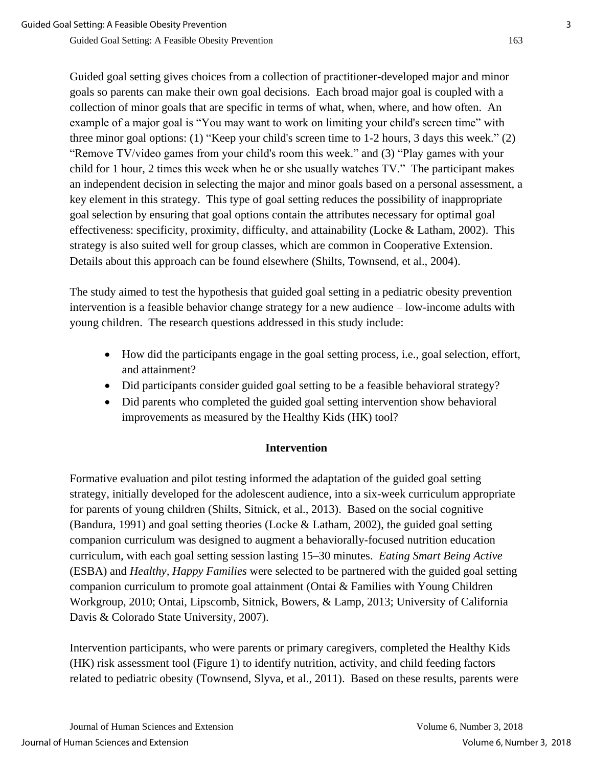Guided goal setting gives choices from a collection of practitioner-developed major and minor goals so parents can make their own goal decisions. Each broad major goal is coupled with a collection of minor goals that are specific in terms of what, when, where, and how often. An example of a major goal is "You may want to work on limiting your child's screen time" with three minor goal options: (1) "Keep your child's screen time to 1-2 hours, 3 days this week." (2) "Remove TV/video games from your child's room this week." and (3) "Play games with your child for 1 hour, 2 times this week when he or she usually watches TV." The participant makes an independent decision in selecting the major and minor goals based on a personal assessment, a key element in this strategy. This type of goal setting reduces the possibility of inappropriate goal selection by ensuring that goal options contain the attributes necessary for optimal goal effectiveness: specificity, proximity, difficulty, and attainability (Locke & Latham, 2002). This strategy is also suited well for group classes, which are common in Cooperative Extension. Details about this approach can be found elsewhere (Shilts, Townsend, et al., 2004).

The study aimed to test the hypothesis that guided goal setting in a pediatric obesity prevention intervention is a feasible behavior change strategy for a new audience – low-income adults with young children. The research questions addressed in this study include:

- How did the participants engage in the goal setting process, i.e., goal selection, effort, and attainment?
- Did participants consider guided goal setting to be a feasible behavioral strategy?
- Did parents who completed the guided goal setting intervention show behavioral improvements as measured by the Healthy Kids (HK) tool?

## Intervention

Formative evaluation and pilot testing informed the adaptation of the guided goal setting strategy, initially developed for the adolescent audience, into a six-week curriculum appropriate for parents of young children (Shilts, Sitnick, et al., 2013). Based on the social cognitive (Bandura, 1991) and goal setting theories (Locke & Latham, 2002), the guided goal setting companion curriculum was designed to augment a behaviorally-focused nutrition education curriculum, with each goal setting session lasting 15–30 minutes. *Eating Smart Being Active* (ESBA) and *Healthy, Happy Families* were selected to be partnered with the guided goal setting companion curriculum to promote goal attainment (Ontai & Families with Young Children Workgroup, 2010; Ontai, Lipscomb, Sitnick, Bowers, & Lamp, 2013; University of California Davis & Colorado State University, 2007).

Intervention participants, who were parents or primary caregivers, completed the Healthy Kids (HK) risk assessment tool (Figure 1) to identify nutrition, activity, and child feeding factors related to pediatric obesity (Townsend, Slyva, et al., 2011). Based on these results, parents were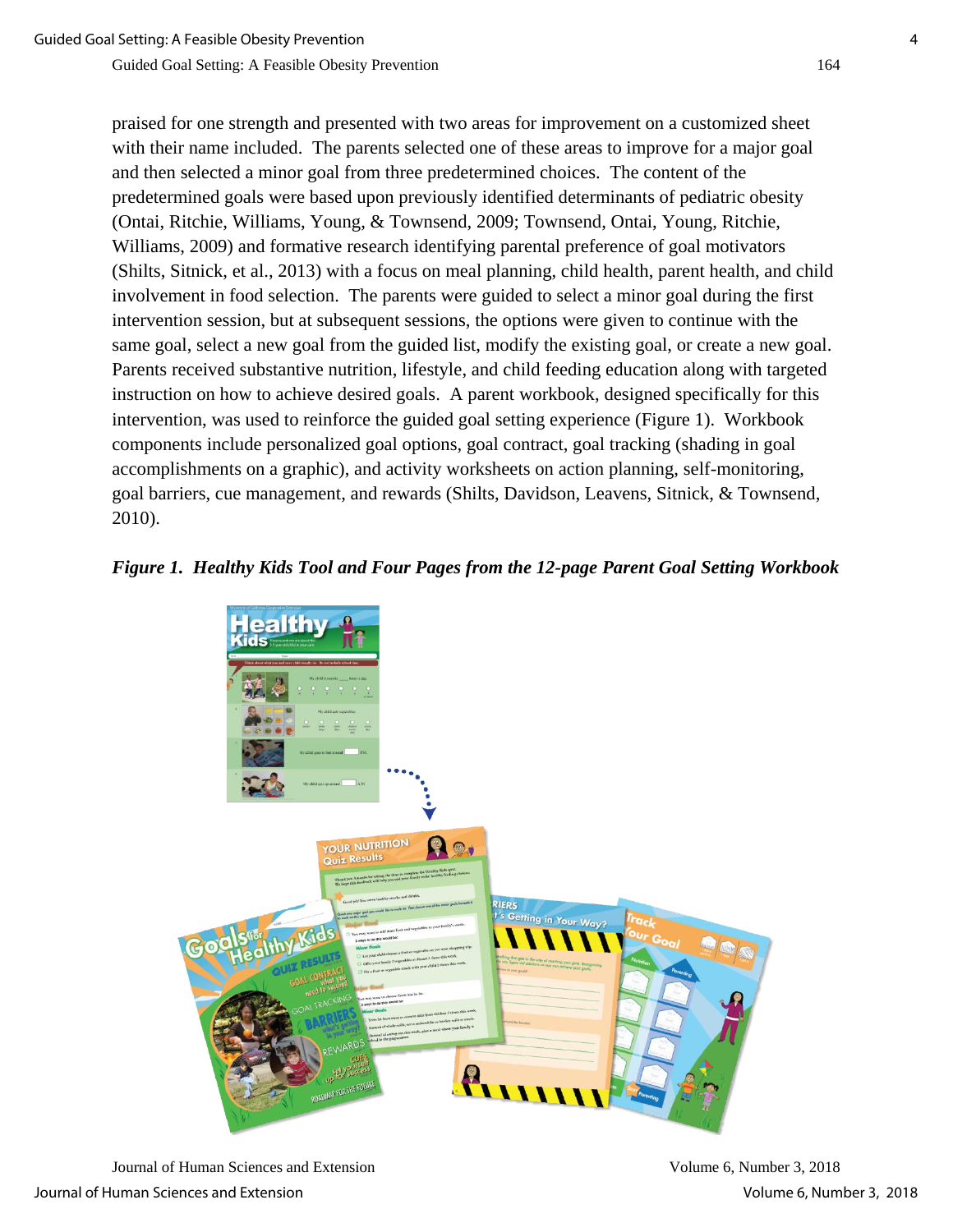praised for one strength and presented with two areas for improvement on a customized sheet with their name included. The parents selected one of these areas to improve for a major goal and then selected a minor goal from three predetermined choices. The content of the predetermined goals were based upon previously identified determinants of pediatric obesity (Ontai, Ritchie, Williams, Young, & Townsend, 2009; Townsend, Ontai, Young, Ritchie, Williams, 2009) and formative research identifying parental preference of goal motivators (Shilts, Sitnick, et al., 2013) with a focus on meal planning, child health, parent health, and child involvement in food selection. The parents were guided to select a minor goal during the first intervention session, but at subsequent sessions, the options were given to continue with the same goal, select a new goal from the guided list, modify the existing goal, or create a new goal. Parents received substantive nutrition, lifestyle, and child feeding education along with targeted instruction on how to achieve desired goals. A parent workbook, designed specifically for this intervention, was used to reinforce the guided goal setting experience (Figure 1). Workbook components include personalized goal options, goal contract, goal tracking (shading in goal accomplishments on a graphic), and activity worksheets on action planning, self-monitoring, goal barriers, cue management, and rewards (Shilts, Davidson, Leavens, Sitnick, & Townsend, 2010).

***Figure 1. Healthy Kids Tool and Four Pages from the 12-page Parent Goal Setting Workbook***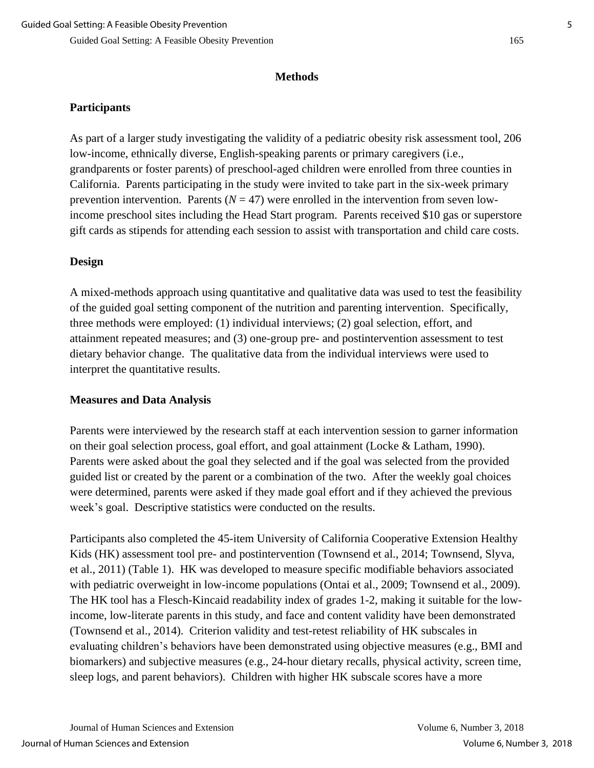## Methods

### Participants

As part of a larger study investigating the validity of a pediatric obesity risk assessment tool, 206 low-income, ethnically diverse, English-speaking parents or primary caregivers (i.e., grandparents or foster parents) of preschool-aged children were enrolled from three counties in California. Parents participating in the study were invited to take part in the six-week primary prevention intervention. Parents ($N = 47$) were enrolled in the intervention from seven low-income preschool sites including the Head Start program. Parents received $10 gas or superstore gift cards as stipends for attending each session to assist with transportation and child care costs.

### Design

A mixed-methods approach using quantitative and qualitative data was used to test the feasibility of the guided goal setting component of the nutrition and parenting intervention. Specifically, three methods were employed: (1) individual interviews; (2) goal selection, effort, and attainment repeated measures; and (3) one-group pre- and postintervention assessment to test dietary behavior change. The qualitative data from the individual interviews were used to interpret the quantitative results.

### Measures and Data Analysis

Parents were interviewed by the research staff at each intervention session to garner information on their goal selection process, goal effort, and goal attainment (Locke & Latham, 1990). Parents were asked about the goal they selected and if the goal was selected from the provided guided list or created by the parent or a combination of the two. After the weekly goal choices were determined, parents were asked if they made goal effort and if they achieved the previous week's goal. Descriptive statistics were conducted on the results.

Participants also completed the 45-item University of California Cooperative Extension Healthy Kids (HK) assessment tool pre- and postintervention (Townsend et al., 2014; Townsend, Slyva, et al., 2011) (Table 1). HK was developed to measure specific modifiable behaviors associated with pediatric overweight in low-income populations (Ontai et al., 2009; Townsend et al., 2009). The HK tool has a Flesch-Kincaid readability index of grades 1-2, making it suitable for the low-income, low-literate parents in this study, and face and content validity have been demonstrated (Townsend et al., 2014). Criterion validity and test-retest reliability of HK subscales in evaluating children's behaviors have been demonstrated using objective measures (e.g., BMI and biomarkers) and subjective measures (e.g., 24-hour dietary recalls, physical activity, screen time, sleep logs, and parent behaviors). Children with higher HK subscale scores have a more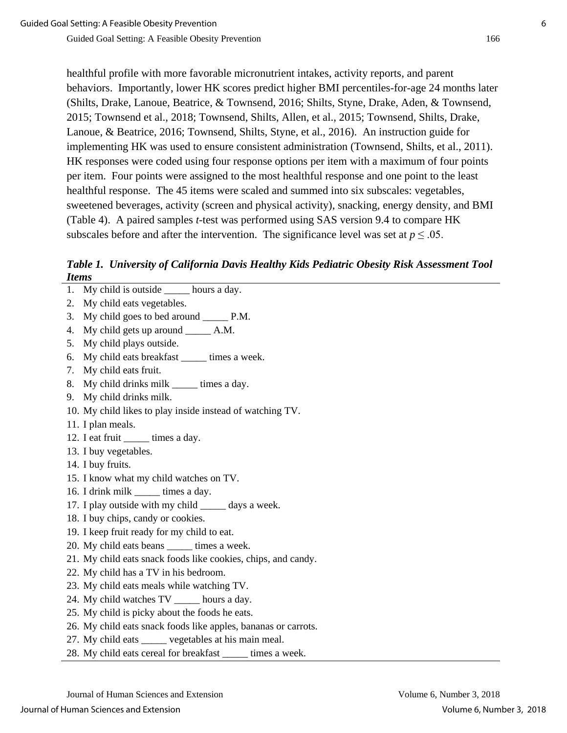healthful profile with more favorable micronutrient intakes, activity reports, and parent behaviors. Importantly, lower HK scores predict higher BMI percentiles-for-age 24 months later (Shilts, Drake, Lanoue, Beatrice, & Townsend, 2016; Shilts, Styne, Drake, Aden, & Townsend, 2015; Townsend et al., 2018; Townsend, Shilts, Allen, et al., 2015; Townsend, Shilts, Drake, Lanoue, & Beatrice, 2016; Townsend, Shilts, Styne, et al., 2016). An instruction guide for implementing HK was used to ensure consistent administration (Townsend, Shilts, et al., 2011). HK responses were coded using four response options per item with a maximum of four points per item. Four points were assigned to the most healthful response and one point to the least healthful response. The 45 items were scaled and summed into six subscales: vegetables, sweetened beverages, activity (screen and physical activity), snacking, energy density, and BMI (Table 4). A paired samples *t*-test was performed using SAS version 9.4 to compare HK subscales before and after the intervention. The significance level was set at $p \leq .05$.

***Table 1. University of California Davis Healthy Kids Pediatric Obesity Risk Assessment Tool Items***

1. My child is outside _____ hours a day.
2. My child eats vegetables.
3. My child goes to bed around _____ P.M.
4. My child gets up around _____ A.M.
5. My child plays outside.
6. My child eats breakfast _____ times a week.
7. My child eats fruit.
8. My child drinks milk _____ times a day.
9. My child drinks milk.
10. My child likes to play inside instead of watching TV.
11. I plan meals.
12. I eat fruit _____ times a day.
13. I buy vegetables.
14. I buy fruits.
15. I know what my child watches on TV.
16. I drink milk _____ times a day.
17. I play outside with my child _____ days a week.
18. I buy chips, candy or cookies.
19. I keep fruit ready for my child to eat.
20. My child eats beans _____ times a week.
21. My child eats snack foods like cookies, chips, and candy.
22. My child has a TV in his bedroom.
23. My child eats meals while watching TV.
24. My child watches TV _____ hours a day.
25. My child is picky about the foods he eats.
26. My child eats snack foods like apples, bananas or carrots.
27. My child eats _____ vegetables at his main meal.
28. My child eats cereal for breakfast _____ times a week.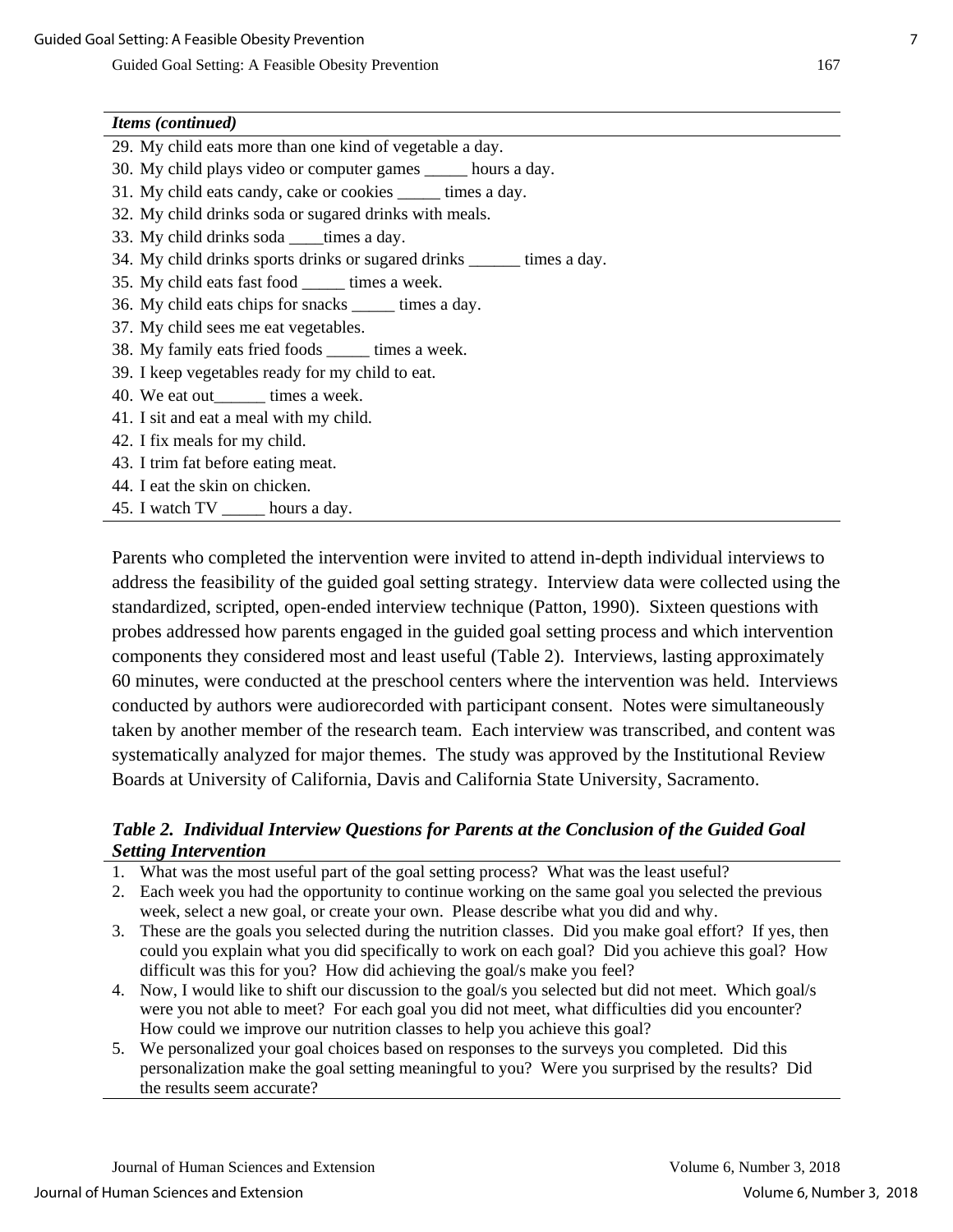| *Items (continued)* |
| --- |
| 29. My child eats more than one kind of vegetable a day. |
| 30. My child plays video or computer games _____ hours a day. |
| 31. My child eats candy, cake or cookies _____ times a day. |
| 32. My child drinks soda or sugared drinks with meals. |
| 33. My child drinks soda ____times a day. |
| 34. My child drinks sports drinks or sugared drinks ______ times a day. |
| 35. My child eats fast food _____ times a week. |
| 36. My child eats chips for snacks _____ times a day. |
| 37. My child sees me eat vegetables. |
| 38. My family eats fried foods _____ times a week. |
| 39. I keep vegetables ready for my child to eat. |
| 40. We eat out______ times a week. |
| 41. I sit and eat a meal with my child. |
| 42. I fix meals for my child. |
| 43. I trim fat before eating meat. |
| 44. I eat the skin on chicken. |
| 45. I watch TV _____ hours a day. |

Parents who completed the intervention were invited to attend in-depth individual interviews to address the feasibility of the guided goal setting strategy. Interview data were collected using the standardized, scripted, open-ended interview technique (Patton, 1990). Sixteen questions with probes addressed how parents engaged in the guided goal setting process and which intervention components they considered most and least useful (Table 2). Interviews, lasting approximately 60 minutes, were conducted at the preschool centers where the intervention was held. Interviews conducted by authors were audiorecorded with participant consent. Notes were simultaneously taken by another member of the research team. Each interview was transcribed, and content was systematically analyzed for major themes. The study was approved by the Institutional Review Boards at University of California, Davis and California State University, Sacramento.

***Table 2. Individual Interview Questions for Parents at the Conclusion of the Guided Goal Setting Intervention***

1. What was the most useful part of the goal setting process? What was the least useful?
2. Each week you had the opportunity to continue working on the same goal you selected the previous week, select a new goal, or create your own. Please describe what you did and why.
3. These are the goals you selected during the nutrition classes. Did you make goal effort? If yes, then could you explain what you did specifically to work on each goal? Did you achieve this goal? How difficult was this for you? How did achieving the goal/s make you feel?
4. Now, I would like to shift our discussion to the goal/s you selected but did not meet. Which goal/s were you not able to meet? For each goal you did not meet, what difficulties did you encounter? How could we improve our nutrition classes to help you achieve this goal?
5. We personalized your goal choices based on responses to the surveys you completed. Did this personalization make the goal setting meaningful to you? Were you surprised by the results? Did the results seem accurate?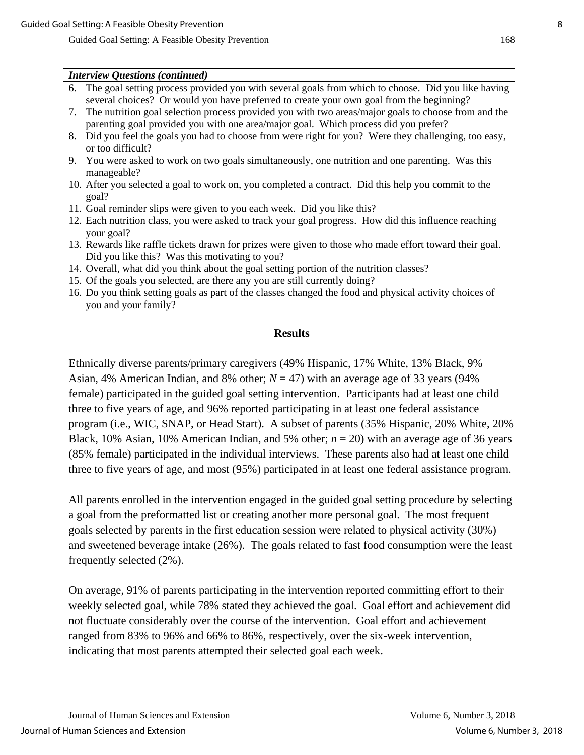***Interview Questions (continued)***

6. The goal setting process provided you with several goals from which to choose. Did you like having several choices? Or would you have preferred to create your own goal from the beginning?
7. The nutrition goal selection process provided you with two areas/major goals to choose from and the parenting goal provided you with one area/major goal. Which process did you prefer?
8. Did you feel the goals you had to choose from were right for you? Were they challenging, too easy, or too difficult?
9. You were asked to work on two goals simultaneously, one nutrition and one parenting. Was this manageable?
10. After you selected a goal to work on, you completed a contract. Did this help you commit to the goal?
11. Goal reminder slips were given to you each week. Did you like this?
12. Each nutrition class, you were asked to track your goal progress. How did this influence reaching your goal?
13. Rewards like raffle tickets drawn for prizes were given to those who made effort toward their goal. Did you like this? Was this motivating to you?
14. Overall, what did you think about the goal setting portion of the nutrition classes?
15. Of the goals you selected, are there any you are still currently doing?
16. Do you think setting goals as part of the classes changed the food and physical activity choices of you and your family?

## Results

Ethnically diverse parents/primary caregivers (49% Hispanic, 17% White, 13% Black, 9% Asian, 4% American Indian, and 8% other; $N = 47$) with an average age of 33 years (94% female) participated in the guided goal setting intervention. Participants had at least one child three to five years of age, and 96% reported participating in at least one federal assistance program (i.e., WIC, SNAP, or Head Start). A subset of parents (35% Hispanic, 20% White, 20% Black, 10% Asian, 10% American Indian, and 5% other; $n = 20$) with an average age of 36 years (85% female) participated in the individual interviews. These parents also had at least one child three to five years of age, and most (95%) participated in at least one federal assistance program.

All parents enrolled in the intervention engaged in the guided goal setting procedure by selecting a goal from the preformatted list or creating another more personal goal. The most frequent goals selected by parents in the first education session were related to physical activity (30%) and sweetened beverage intake (26%). The goals related to fast food consumption were the least frequently selected (2%).

On average, 91% of parents participating in the intervention reported committing effort to their weekly selected goal, while 78% stated they achieved the goal. Goal effort and achievement did not fluctuate considerably over the course of the intervention. Goal effort and achievement ranged from 83% to 96% and 66% to 86%, respectively, over the six-week intervention, indicating that most parents attempted their selected goal each week.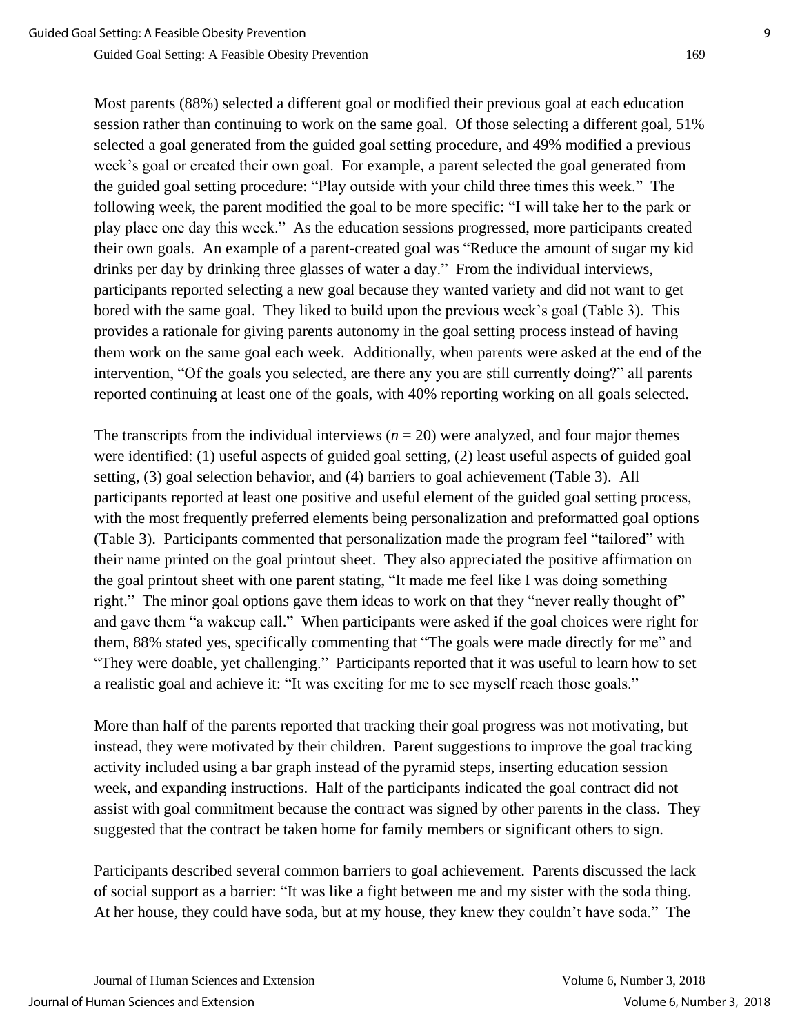Most parents (88%) selected a different goal or modified their previous goal at each education session rather than continuing to work on the same goal. Of those selecting a different goal, 51% selected a goal generated from the guided goal setting procedure, and 49% modified a previous week's goal or created their own goal. For example, a parent selected the goal generated from the guided goal setting procedure: "Play outside with your child three times this week." The following week, the parent modified the goal to be more specific: "I will take her to the park or play place one day this week." As the education sessions progressed, more participants created their own goals. An example of a parent-created goal was "Reduce the amount of sugar my kid drinks per day by drinking three glasses of water a day." From the individual interviews, participants reported selecting a new goal because they wanted variety and did not want to get bored with the same goal. They liked to build upon the previous week's goal (Table 3). This provides a rationale for giving parents autonomy in the goal setting process instead of having them work on the same goal each week. Additionally, when parents were asked at the end of the intervention, "Of the goals you selected, are there any you are still currently doing?" all parents reported continuing at least one of the goals, with 40% reporting working on all goals selected.

The transcripts from the individual interviews ($n$ = 20) were analyzed, and four major themes were identified: (1) useful aspects of guided goal setting, (2) least useful aspects of guided goal setting, (3) goal selection behavior, and (4) barriers to goal achievement (Table 3). All participants reported at least one positive and useful element of the guided goal setting process, with the most frequently preferred elements being personalization and preformatted goal options (Table 3). Participants commented that personalization made the program feel "tailored" with their name printed on the goal printout sheet. They also appreciated the positive affirmation on the goal printout sheet with one parent stating, "It made me feel like I was doing something right." The minor goal options gave them ideas to work on that they "never really thought of" and gave them "a wakeup call." When participants were asked if the goal choices were right for them, 88% stated yes, specifically commenting that "The goals were made directly for me" and "They were doable, yet challenging." Participants reported that it was useful to learn how to set a realistic goal and achieve it: "It was exciting for me to see myself reach those goals."

More than half of the parents reported that tracking their goal progress was not motivating, but instead, they were motivated by their children. Parent suggestions to improve the goal tracking activity included using a bar graph instead of the pyramid steps, inserting education session week, and expanding instructions. Half of the participants indicated the goal contract did not assist with goal commitment because the contract was signed by other parents in the class. They suggested that the contract be taken home for family members or significant others to sign.

Participants described several common barriers to goal achievement. Parents discussed the lack of social support as a barrier: "It was like a fight between me and my sister with the soda thing. At her house, they could have soda, but at my house, they knew they couldn't have soda." The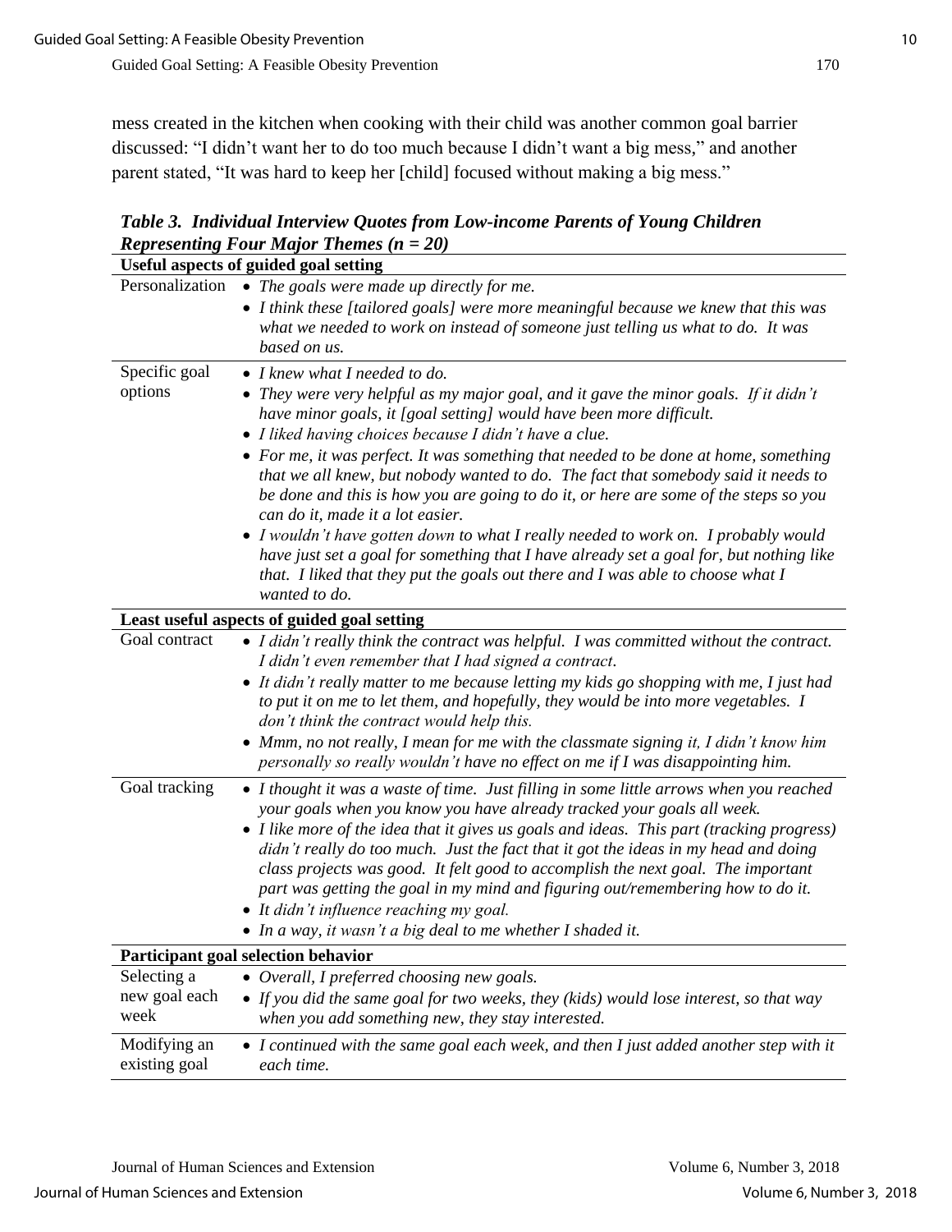mess created in the kitchen when cooking with their child was another common goal barrier discussed: "I didn't want her to do too much because I didn't want a big mess," and another parent stated, "It was hard to keep her [child] focused without making a big mess."

***Table 3. Individual Interview Quotes from Low-income Parents of Young Children Representing Four Major Themes (n = 20)***

| **Useful aspects of guided goal setting** | |
|---|---|
| Personalization | • *The goals were made up directly for me.*<br>• *I think these [tailored goals] were more meaningful because we knew that this was what we needed to work on instead of someone just telling us what to do. It was based on us.* |
| Specific goal options | • *I knew what I needed to do.*<br>• *They were very helpful as my major goal, and it gave the minor goals. If it didn't have minor goals, it [goal setting] would have been more difficult.*<br>• *I liked having choices because I didn't have a clue.*<br>• *For me, it was perfect. It was something that needed to be done at home, something that we all knew, but nobody wanted to do. The fact that somebody said it needs to be done and this is how you are going to do it, or here are some of the steps so you can do it, made it a lot easier.*<br>• *I wouldn't have gotten down to what I really needed to work on. I probably would have just set a goal for something that I have already set a goal for, but nothing like that. I liked that they put the goals out there and I was able to choose what I wanted to do.* |
| **Least useful aspects of guided goal setting** | |
| Goal contract | • *I didn't really think the contract was helpful. I was committed without the contract. I didn't even remember that I had signed a contract.*<br>• *It didn't really matter to me because letting my kids go shopping with me, I just had to put it on me to let them, and hopefully, they would be into more vegetables. I don't think the contract would help this.*<br>• *Mmm, no not really, I mean for me with the classmate signing it, I didn't know him personally so really wouldn't have no effect on me if I was disappointing him.* |
| Goal tracking | • *I thought it was a waste of time. Just filling in some little arrows when you reached your goals when you know you have already tracked your goals all week.*<br>• *I like more of the idea that it gives us goals and ideas. This part (tracking progress) didn't really do too much. Just the fact that it got the ideas in my head and doing class projects was good. It felt good to accomplish the next goal. The important part was getting the goal in my mind and figuring out/remembering how to do it.*<br>• *It didn't influence reaching my goal.*<br>• *In a way, it wasn't a big deal to me whether I shaded it.* |
| **Participant goal selection behavior** | |
| Selecting a new goal each week | • *Overall, I preferred choosing new goals.*<br>• *If you did the same goal for two weeks, they (kids) would lose interest, so that way when you add something new, they stay interested.* |
| Modifying an existing goal | • *I continued with the same goal each week, and then I just added another step with it each time.* |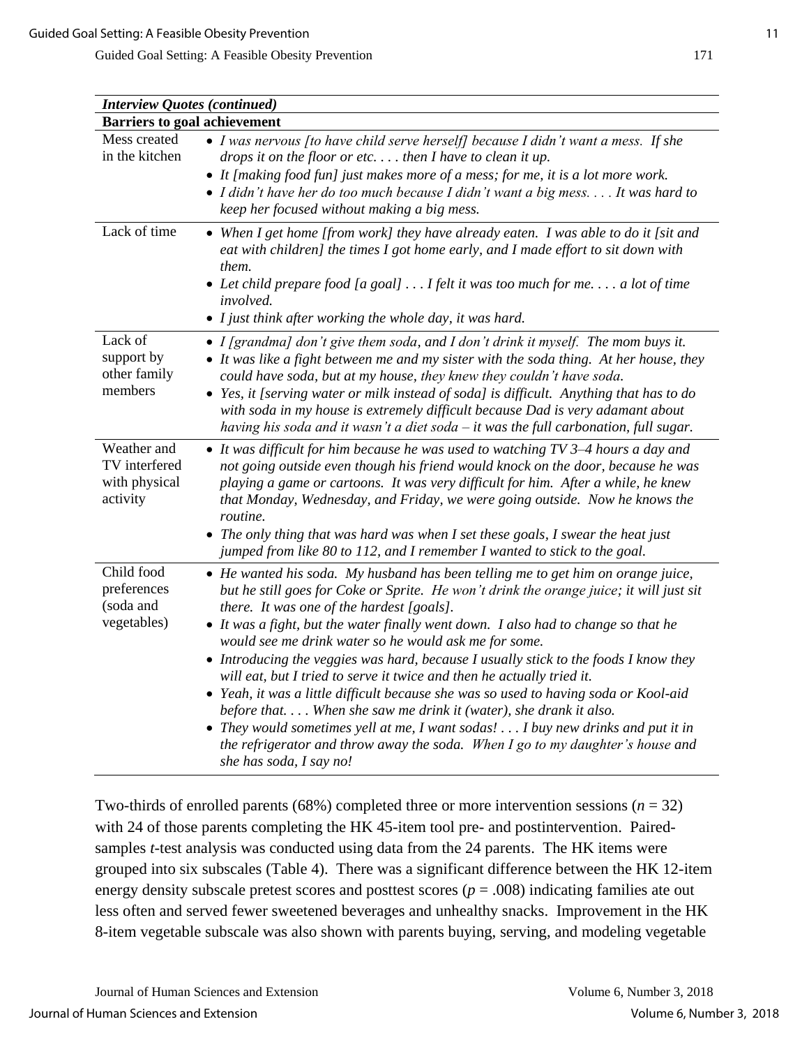| *Interview Quotes (continued)* | |
|---|---|
| **Barriers to goal achievement** | |
| Mess created in the kitchen | • *I was nervous [to have child serve herself] because I didn't want a mess. If she drops it on the floor or etc. . . . then I have to clean it up.*<br>• *It [making food fun] just makes more of a mess; for me, it is a lot more work.*<br>• *I didn't have her do too much because I didn't want a big mess. . . . It was hard to keep her focused without making a big mess.* |
| Lack of time | • *When I get home [from work] they have already eaten. I was able to do it [sit and eat with children] the times I got home early, and I made effort to sit down with them.*<br>• *Let child prepare food [a goal] . . . I felt it was too much for me. . . . a lot of time involved.*<br>• *I just think after working the whole day, it was hard.* |
| Lack of support by other family members | • *I [grandma] don't give them soda, and I don't drink it myself. The mom buys it.*<br>• *It was like a fight between me and my sister with the soda thing. At her house, they could have soda, but at my house, they knew they couldn't have soda.*<br>• *Yes, it [serving water or milk instead of soda] is difficult. Anything that has to do with soda in my house is extremely difficult because Dad is very adamant about having his soda and it wasn't a diet soda – it was the full carbonation, full sugar.* |
| Weather and TV interfered with physical activity | • *It was difficult for him because he was used to watching TV 3–4 hours a day and not going outside even though his friend would knock on the door, because he was playing a game or cartoons. It was very difficult for him. After a while, he knew that Monday, Wednesday, and Friday, we were going outside. Now he knows the routine.*<br>• *The only thing that was hard was when I set these goals, I swear the heat just jumped from like 80 to 112, and I remember I wanted to stick to the goal.* |
| Child food preferences (soda and vegetables) | • *He wanted his soda. My husband has been telling me to get him on orange juice, but he still goes for Coke or Sprite. He won't drink the orange juice; it will just sit there. It was one of the hardest [goals].*<br>• *It was a fight, but the water finally went down. I also had to change so that he would see me drink water so he would ask me for some.*<br>• *Introducing the veggies was hard, because I usually stick to the foods I know they will eat, but I tried to serve it twice and then he actually tried it.*<br>• *Yeah, it was a little difficult because she was so used to having soda or Kool-aid before that. . . . When she saw me drink it (water), she drank it also.*<br>• *They would sometimes yell at me, I want sodas! . . . I buy new drinks and put it in the refrigerator and throw away the soda. When I go to my daughter's house and she has soda, I say no!* |

Two-thirds of enrolled parents (68%) completed three or more intervention sessions ($n$ = 32) with 24 of those parents completing the HK 45-item tool pre- and postintervention. Paired-samples $t$-test analysis was conducted using data from the 24 parents. The HK items were grouped into six subscales (Table 4). There was a significant difference between the HK 12-item energy density subscale pretest scores and posttest scores ($p$ = .008) indicating families ate out less often and served fewer sweetened beverages and unhealthy snacks. Improvement in the HK 8-item vegetable subscale was also shown with parents buying, serving, and modeling vegetable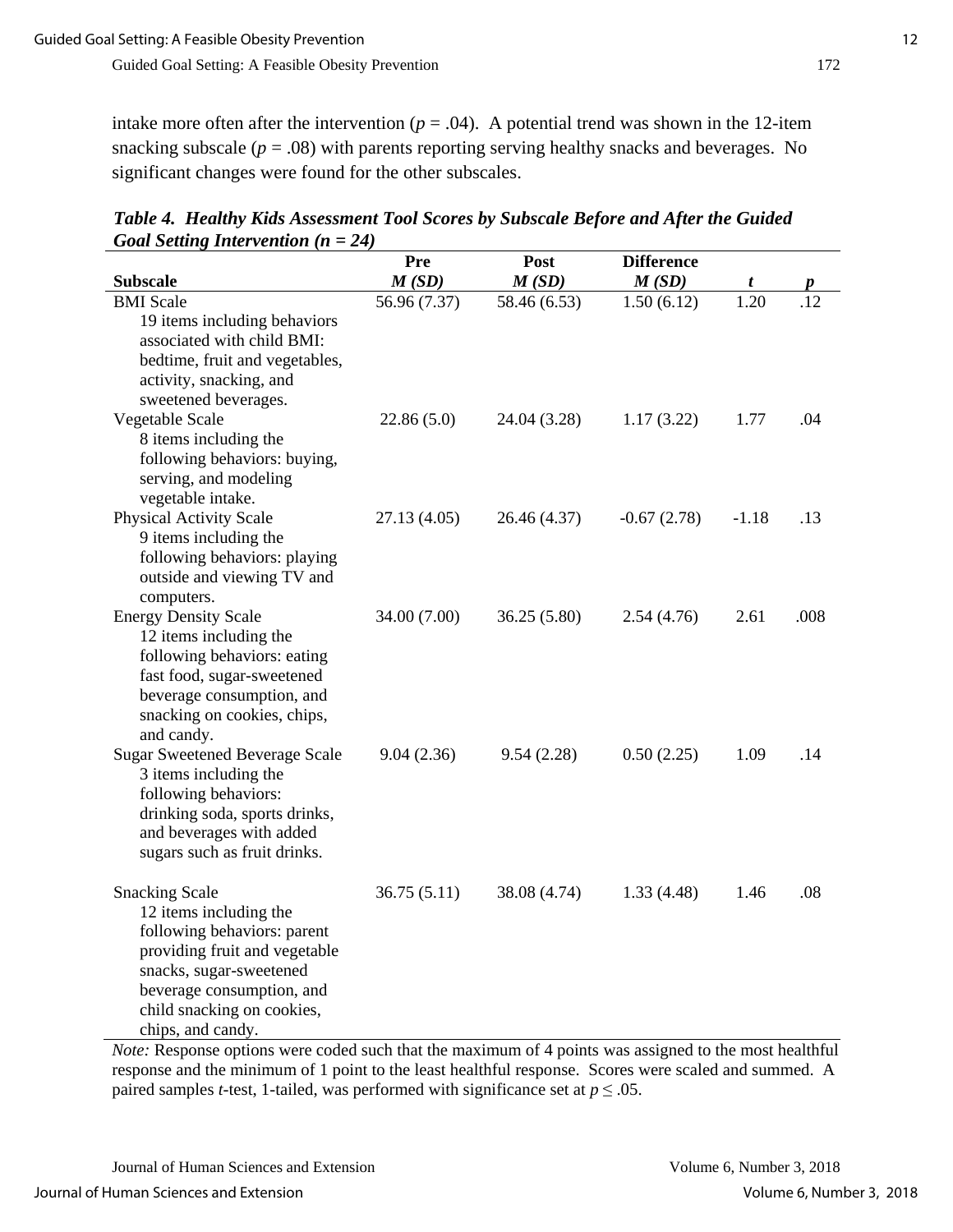intake more often after the intervention ($p = .04$). A potential trend was shown in the 12-item snacking subscale ($p = .08$) with parents reporting serving healthy snacks and beverages. No significant changes were found for the other subscales.

***Table 4. Healthy Kids Assessment Tool Scores by Subscale Before and After the Guided Goal Setting Intervention (n = 24)***

| Subscale | Pre *M (SD)* | Post *M (SD)* | Difference *M (SD)* | *t* | *p* |
|---|---|---|---|---|---|
| BMI Scale<br>19 items including behaviors associated with child BMI: bedtime, fruit and vegetables, activity, snacking, and sweetened beverages. | 56.96 (7.37) | 58.46 (6.53) | 1.50 (6.12) | 1.20 | .12 |
| Vegetable Scale<br>8 items including the following behaviors: buying, serving, and modeling vegetable intake. | 22.86 (5.0) | 24.04 (3.28) | 1.17 (3.22) | 1.77 | .04 |
| Physical Activity Scale<br>9 items including the following behaviors: playing outside and viewing TV and computers. | 27.13 (4.05) | 26.46 (4.37) | -0.67 (2.78) | -1.18 | .13 |
| Energy Density Scale<br>12 items including the following behaviors: eating fast food, sugar-sweetened beverage consumption, and snacking on cookies, chips, and candy. | 34.00 (7.00) | 36.25 (5.80) | 2.54 (4.76) | 2.61 | .008 |
| Sugar Sweetened Beverage Scale<br>3 items including the following behaviors: drinking soda, sports drinks, and beverages with added sugars such as fruit drinks. | 9.04 (2.36) | 9.54 (2.28) | 0.50 (2.25) | 1.09 | .14 |
| Snacking Scale<br>12 items including the following behaviors: parent providing fruit and vegetable snacks, sugar-sweetened beverage consumption, and child snacking on cookies, chips, and candy. | 36.75 (5.11) | 38.08 (4.74) | 1.33 (4.48) | 1.46 | .08 |

*Note:* Response options were coded such that the maximum of 4 points was assigned to the most healthful response and the minimum of 1 point to the least healthful response. Scores were scaled and summed. A paired samples *t*-test, 1-tailed, was performed with significance set at $p \leq .05$.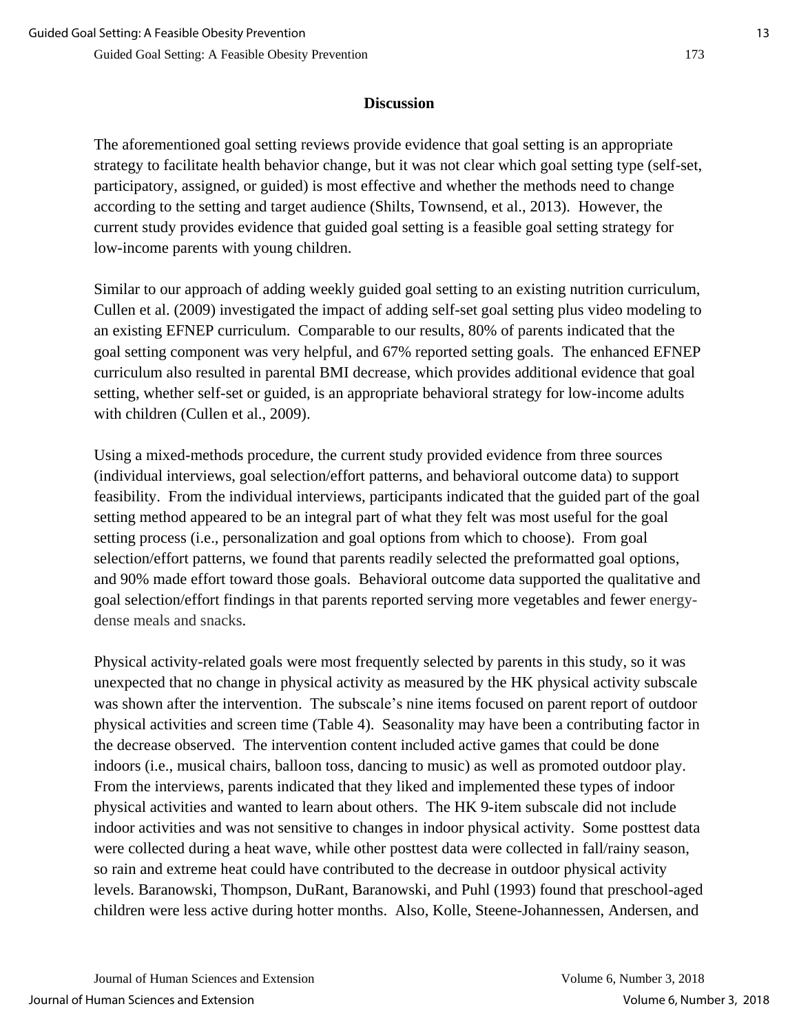## Discussion

The aforementioned goal setting reviews provide evidence that goal setting is an appropriate strategy to facilitate health behavior change, but it was not clear which goal setting type (self-set, participatory, assigned, or guided) is most effective and whether the methods need to change according to the setting and target audience (Shilts, Townsend, et al., 2013). However, the current study provides evidence that guided goal setting is a feasible goal setting strategy for low-income parents with young children.

Similar to our approach of adding weekly guided goal setting to an existing nutrition curriculum, Cullen et al. (2009) investigated the impact of adding self-set goal setting plus video modeling to an existing EFNEP curriculum. Comparable to our results, 80% of parents indicated that the goal setting component was very helpful, and 67% reported setting goals. The enhanced EFNEP curriculum also resulted in parental BMI decrease, which provides additional evidence that goal setting, whether self-set or guided, is an appropriate behavioral strategy for low-income adults with children (Cullen et al., 2009).

Using a mixed-methods procedure, the current study provided evidence from three sources (individual interviews, goal selection/effort patterns, and behavioral outcome data) to support feasibility. From the individual interviews, participants indicated that the guided part of the goal setting method appeared to be an integral part of what they felt was most useful for the goal setting process (i.e., personalization and goal options from which to choose). From goal selection/effort patterns, we found that parents readily selected the preformatted goal options, and 90% made effort toward those goals. Behavioral outcome data supported the qualitative and goal selection/effort findings in that parents reported serving more vegetables and fewer energy-dense meals and snacks.

Physical activity-related goals were most frequently selected by parents in this study, so it was unexpected that no change in physical activity as measured by the HK physical activity subscale was shown after the intervention. The subscale's nine items focused on parent report of outdoor physical activities and screen time (Table 4). Seasonality may have been a contributing factor in the decrease observed. The intervention content included active games that could be done indoors (i.e., musical chairs, balloon toss, dancing to music) as well as promoted outdoor play. From the interviews, parents indicated that they liked and implemented these types of indoor physical activities and wanted to learn about others. The HK 9-item subscale did not include indoor activities and was not sensitive to changes in indoor physical activity. Some posttest data were collected during a heat wave, while other posttest data were collected in fall/rainy season, so rain and extreme heat could have contributed to the decrease in outdoor physical activity levels. Baranowski, Thompson, DuRant, Baranowski, and Puhl (1993) found that preschool-aged children were less active during hotter months. Also, Kolle, Steene-Johannessen, Andersen, and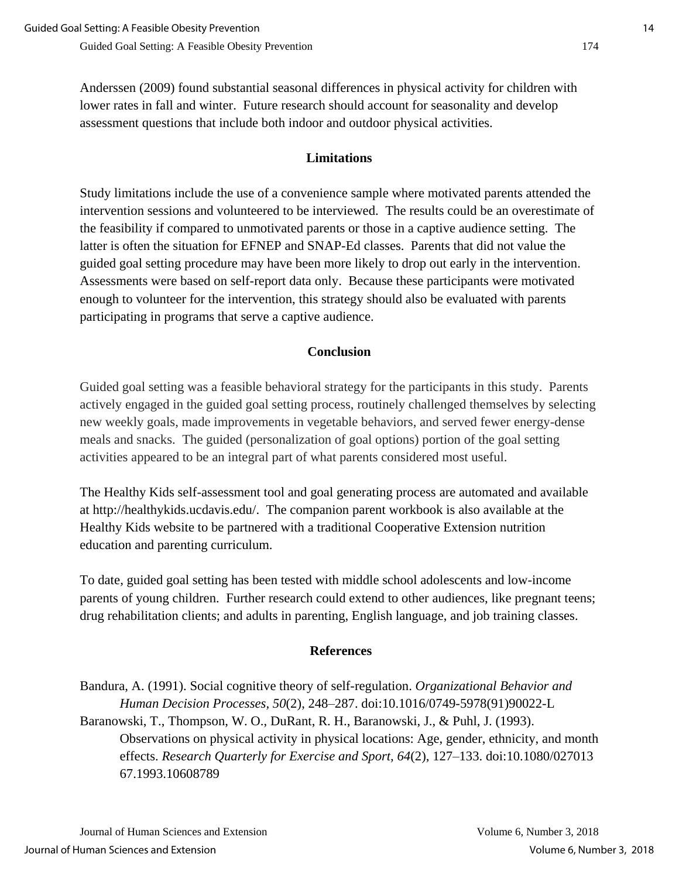Anderssen (2009) found substantial seasonal differences in physical activity for children with lower rates in fall and winter. Future research should account for seasonality and develop assessment questions that include both indoor and outdoor physical activities.

## Limitations

Study limitations include the use of a convenience sample where motivated parents attended the intervention sessions and volunteered to be interviewed. The results could be an overestimate of the feasibility if compared to unmotivated parents or those in a captive audience setting. The latter is often the situation for EFNEP and SNAP-Ed classes. Parents that did not value the guided goal setting procedure may have been more likely to drop out early in the intervention. Assessments were based on self-report data only. Because these participants were motivated enough to volunteer for the intervention, this strategy should also be evaluated with parents participating in programs that serve a captive audience.

## Conclusion

Guided goal setting was a feasible behavioral strategy for the participants in this study. Parents actively engaged in the guided goal setting process, routinely challenged themselves by selecting new weekly goals, made improvements in vegetable behaviors, and served fewer energy-dense meals and snacks. The guided (personalization of goal options) portion of the goal setting activities appeared to be an integral part of what parents considered most useful.

The Healthy Kids self-assessment tool and goal generating process are automated and available at http://healthykids.ucdavis.edu/. The companion parent workbook is also available at the Healthy Kids website to be partnered with a traditional Cooperative Extension nutrition education and parenting curriculum.

To date, guided goal setting has been tested with middle school adolescents and low-income parents of young children. Further research could extend to other audiences, like pregnant teens; drug rehabilitation clients; and adults in parenting, English language, and job training classes.

## References

Bandura, A. (1991). Social cognitive theory of self-regulation. *Organizational Behavior and Human Decision Processes, 50*(2), 248–287. doi:10.1016/0749-5978(91)90022-L

Baranowski, T., Thompson, W. O., DuRant, R. H., Baranowski, J., & Puhl, J. (1993). Observations on physical activity in physical locations: Age, gender, ethnicity, and month effects. *Research Quarterly for Exercise and Sport, 64*(2), 127–133. doi:10.1080/02701367.1993.10608789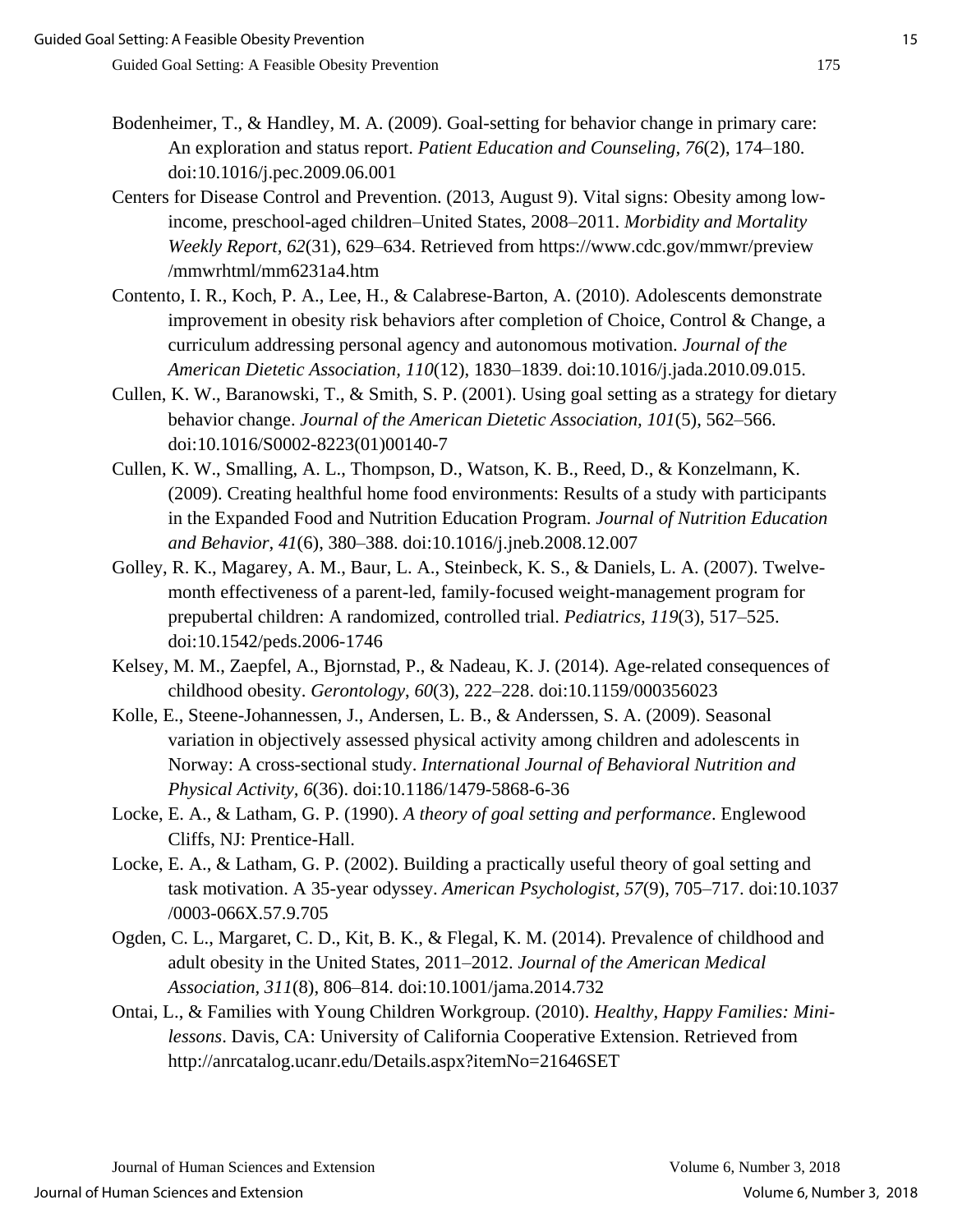Bodenheimer, T., & Handley, M. A. (2009). Goal-setting for behavior change in primary care: An exploration and status report. *Patient Education and Counseling, 76*(2), 174–180. doi:10.1016/j.pec.2009.06.001

Centers for Disease Control and Prevention. (2013, August 9). Vital signs: Obesity among low-income, preschool-aged children–United States, 2008–2011. *Morbidity and Mortality Weekly Report, 62*(31), 629–634. Retrieved from https://www.cdc.gov/mmwr/preview/mmwrhtml/mm6231a4.htm

Contento, I. R., Koch, P. A., Lee, H., & Calabrese-Barton, A. (2010). Adolescents demonstrate improvement in obesity risk behaviors after completion of Choice, Control & Change, a curriculum addressing personal agency and autonomous motivation. *Journal of the American Dietetic Association, 110*(12), 1830–1839. doi:10.1016/j.jada.2010.09.015.

Cullen, K. W., Baranowski, T., & Smith, S. P. (2001). Using goal setting as a strategy for dietary behavior change. *Journal of the American Dietetic Association, 101*(5), 562–566. doi:10.1016/S0002-8223(01)00140-7

Cullen, K. W., Smalling, A. L., Thompson, D., Watson, K. B., Reed, D., & Konzelmann, K. (2009). Creating healthful home food environments: Results of a study with participants in the Expanded Food and Nutrition Education Program. *Journal of Nutrition Education and Behavior, 41*(6), 380–388. doi:10.1016/j.jneb.2008.12.007

Golley, R. K., Magarey, A. M., Baur, L. A., Steinbeck, K. S., & Daniels, L. A. (2007). Twelve-month effectiveness of a parent-led, family-focused weight-management program for prepubertal children: A randomized, controlled trial. *Pediatrics, 119*(3), 517–525. doi:10.1542/peds.2006-1746

Kelsey, M. M., Zaepfel, A., Bjornstad, P., & Nadeau, K. J. (2014). Age-related consequences of childhood obesity. *Gerontology, 60*(3), 222–228. doi:10.1159/000356023

Kolle, E., Steene-Johannessen, J., Andersen, L. B., & Anderssen, S. A. (2009). Seasonal variation in objectively assessed physical activity among children and adolescents in Norway: A cross-sectional study. *International Journal of Behavioral Nutrition and Physical Activity, 6*(36). doi:10.1186/1479-5868-6-36

Locke, E. A., & Latham, G. P. (1990). *A theory of goal setting and performance*. Englewood Cliffs, NJ: Prentice-Hall.

Locke, E. A., & Latham, G. P. (2002). Building a practically useful theory of goal setting and task motivation. A 35-year odyssey. *American Psychologist, 57*(9), 705–717. doi:10.1037/0003-066X.57.9.705

Ogden, C. L., Margaret, C. D., Kit, B. K., & Flegal, K. M. (2014). Prevalence of childhood and adult obesity in the United States, 2011–2012. *Journal of the American Medical Association, 311*(8), 806–814. doi:10.1001/jama.2014.732

Ontai, L., & Families with Young Children Workgroup. (2010). *Healthy, Happy Families: Mini-lessons*. Davis, CA: University of California Cooperative Extension. Retrieved from http://anrcatalog.ucanr.edu/Details.aspx?itemNo=21646SET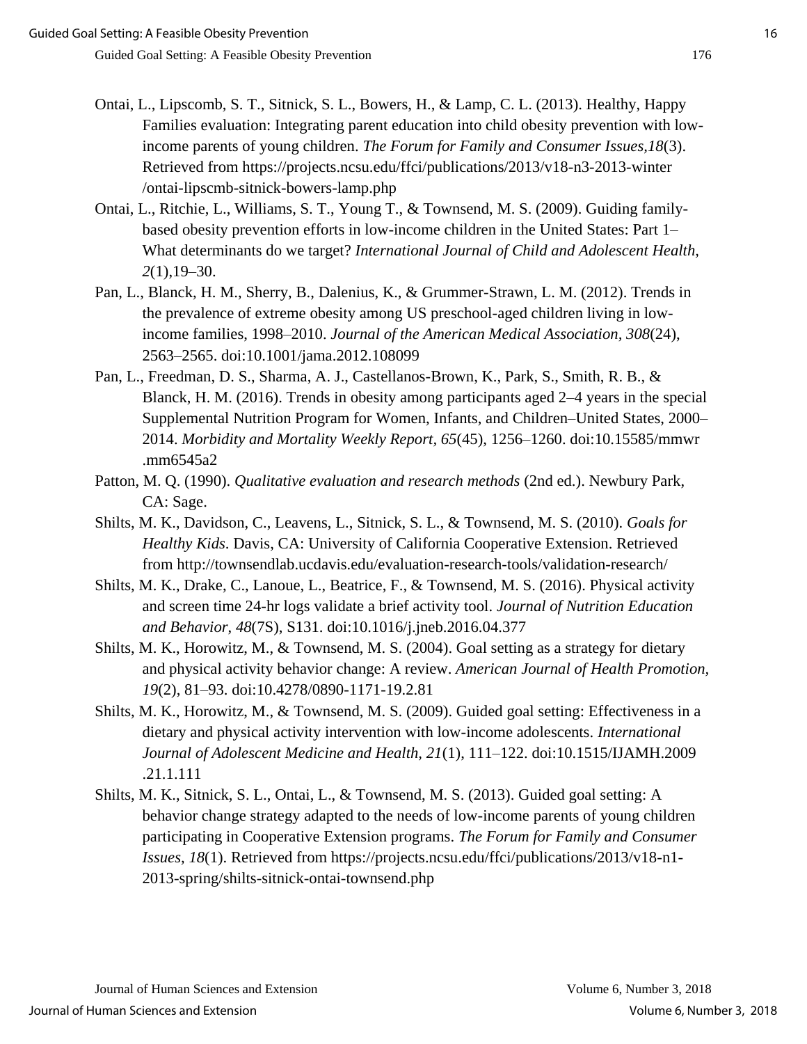Ontai, L., Lipscomb, S. T., Sitnick, S. L., Bowers, H., & Lamp, C. L. (2013). Healthy, Happy Families evaluation: Integrating parent education into child obesity prevention with low-income parents of young children. *The Forum for Family and Consumer Issues,18*(3). Retrieved from https://projects.ncsu.edu/ffci/publications/2013/v18-n3-2013-winter /ontai-lipscmb-sitnick-bowers-lamp.php

Ontai, L., Ritchie, L., Williams, S. T., Young T., & Townsend, M. S. (2009). Guiding family-based obesity prevention efforts in low-income children in the United States: Part 1–What determinants do we target? *International Journal of Child and Adolescent Health, 2*(1),19–30.

Pan, L., Blanck, H. M., Sherry, B., Dalenius, K., & Grummer-Strawn, L. M. (2012). Trends in the prevalence of extreme obesity among US preschool-aged children living in low-income families, 1998–2010. *Journal of the American Medical Association, 308*(24), 2563–2565. doi:10.1001/jama.2012.108099

Pan, L., Freedman, D. S., Sharma, A. J., Castellanos-Brown, K., Park, S., Smith, R. B., & Blanck, H. M. (2016). Trends in obesity among participants aged 2–4 years in the special Supplemental Nutrition Program for Women, Infants, and Children–United States, 2000–2014. *Morbidity and Mortality Weekly Report, 65*(45), 1256–1260. doi:10.15585/mmwr .mm6545a2

Patton, M. Q. (1990). *Qualitative evaluation and research methods* (2nd ed.). Newbury Park, CA: Sage.

Shilts, M. K., Davidson, C., Leavens, L., Sitnick, S. L., & Townsend, M. S. (2010). *Goals for Healthy Kids*. Davis, CA: University of California Cooperative Extension. Retrieved from http://townsendlab.ucdavis.edu/evaluation-research-tools/validation-research/

Shilts, M. K., Drake, C., Lanoue, L., Beatrice, F., & Townsend, M. S. (2016). Physical activity and screen time 24-hr logs validate a brief activity tool. *Journal of Nutrition Education and Behavior, 48*(7S), S131. doi:10.1016/j.jneb.2016.04.377

Shilts, M. K., Horowitz, M., & Townsend, M. S. (2004). Goal setting as a strategy for dietary and physical activity behavior change: A review. *American Journal of Health Promotion, 19*(2), 81–93. doi:10.4278/0890-1171-19.2.81

Shilts, M. K., Horowitz, M., & Townsend, M. S. (2009). Guided goal setting: Effectiveness in a dietary and physical activity intervention with low-income adolescents. *International Journal of Adolescent Medicine and Health, 21*(1), 111–122. doi:10.1515/IJAMH.2009 .21.1.111

Shilts, M. K., Sitnick, S. L., Ontai, L., & Townsend, M. S. (2013). Guided goal setting: A behavior change strategy adapted to the needs of low-income parents of young children participating in Cooperative Extension programs. *The Forum for Family and Consumer Issues, 18*(1). Retrieved from https://projects.ncsu.edu/ffci/publications/2013/v18-n1-2013-spring/shilts-sitnick-ontai-townsend.php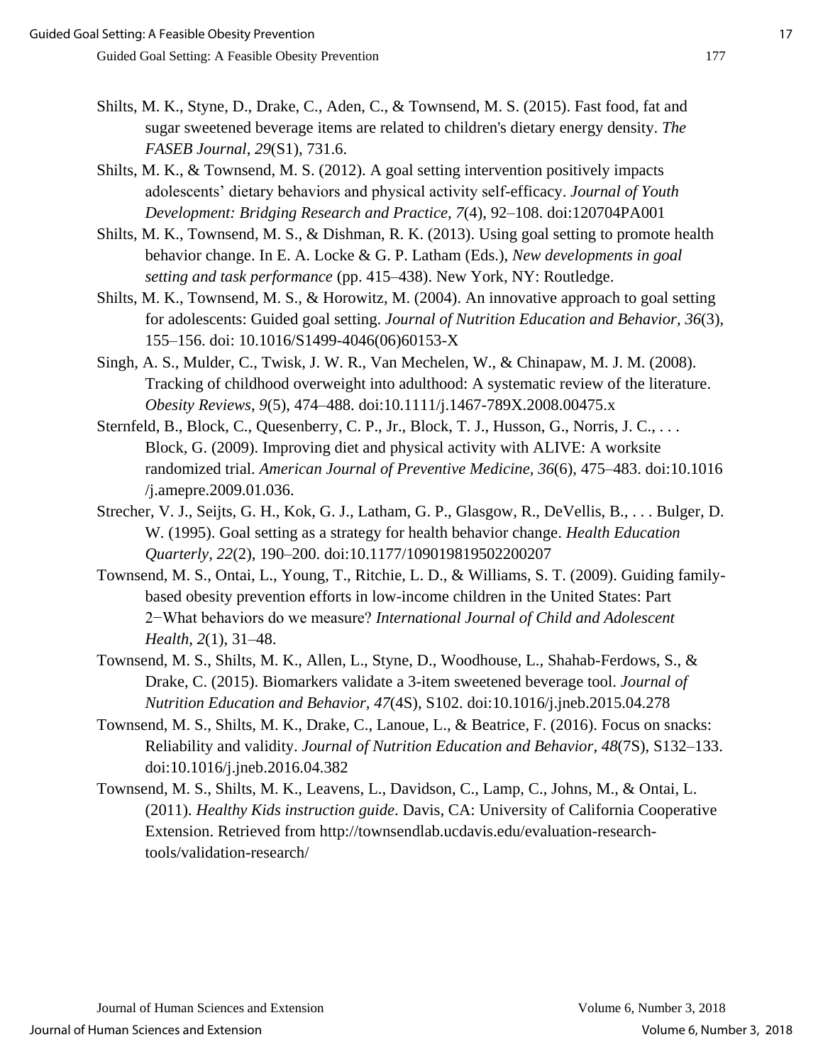Shilts, M. K., Styne, D., Drake, C., Aden, C., & Townsend, M. S. (2015). Fast food, fat and sugar sweetened beverage items are related to children's dietary energy density. *The FASEB Journal*, *29*(S1), 731.6.

Shilts, M. K., & Townsend, M. S. (2012). A goal setting intervention positively impacts adolescents' dietary behaviors and physical activity self-efficacy. *Journal of Youth Development: Bridging Research and Practice*, *7*(4), 92–108. doi:120704PA001

Shilts, M. K., Townsend, M. S., & Dishman, R. K. (2013). Using goal setting to promote health behavior change. In E. A. Locke & G. P. Latham (Eds.), *New developments in goal setting and task performance* (pp. 415–438). New York, NY: Routledge.

Shilts, M. K., Townsend, M. S., & Horowitz, M. (2004). An innovative approach to goal setting for adolescents: Guided goal setting. *Journal of Nutrition Education and Behavior*, *36*(3), 155–156. doi: 10.1016/S1499-4046(06)60153-X

Singh, A. S., Mulder, C., Twisk, J. W. R., Van Mechelen, W., & Chinapaw, M. J. M. (2008). Tracking of childhood overweight into adulthood: A systematic review of the literature. *Obesity Reviews*, *9*(5), 474–488. doi:10.1111/j.1467-789X.2008.00475.x

Sternfeld, B., Block, C., Quesenberry, C. P., Jr., Block, T. J., Husson, G., Norris, J. C., . . . Block, G. (2009). Improving diet and physical activity with ALIVE: A worksite randomized trial. *American Journal of Preventive Medicine*, *36*(6), 475–483. doi:10.1016/j.amepre.2009.01.036.

Strecher, V. J., Seijts, G. H., Kok, G. J., Latham, G. P., Glasgow, R., DeVellis, B., . . . Bulger, D. W. (1995). Goal setting as a strategy for health behavior change. *Health Education Quarterly*, *22*(2), 190–200. doi:10.1177/109019819502200207

Townsend, M. S., Ontai, L., Young, T., Ritchie, L. D., & Williams, S. T. (2009). Guiding family-based obesity prevention efforts in low-income children in the United States: Part 2−What behaviors do we measure? *International Journal of Child and Adolescent Health*, *2*(1), 31–48.

Townsend, M. S., Shilts, M. K., Allen, L., Styne, D., Woodhouse, L., Shahab-Ferdows, S., & Drake, C. (2015). Biomarkers validate a 3-item sweetened beverage tool. *Journal of Nutrition Education and Behavior*, *47*(4S), S102. doi:10.1016/j.jneb.2015.04.278

Townsend, M. S., Shilts, M. K., Drake, C., Lanoue, L., & Beatrice, F. (2016). Focus on snacks: Reliability and validity. *Journal of Nutrition Education and Behavior*, *48*(7S), S132–133. doi:10.1016/j.jneb.2016.04.382

Townsend, M. S., Shilts, M. K., Leavens, L., Davidson, C., Lamp, C., Johns, M., & Ontai, L. (2011). *Healthy Kids instruction guide*. Davis, CA: University of California Cooperative Extension. Retrieved from http://townsendlab.ucdavis.edu/evaluation-research-tools/validation-research/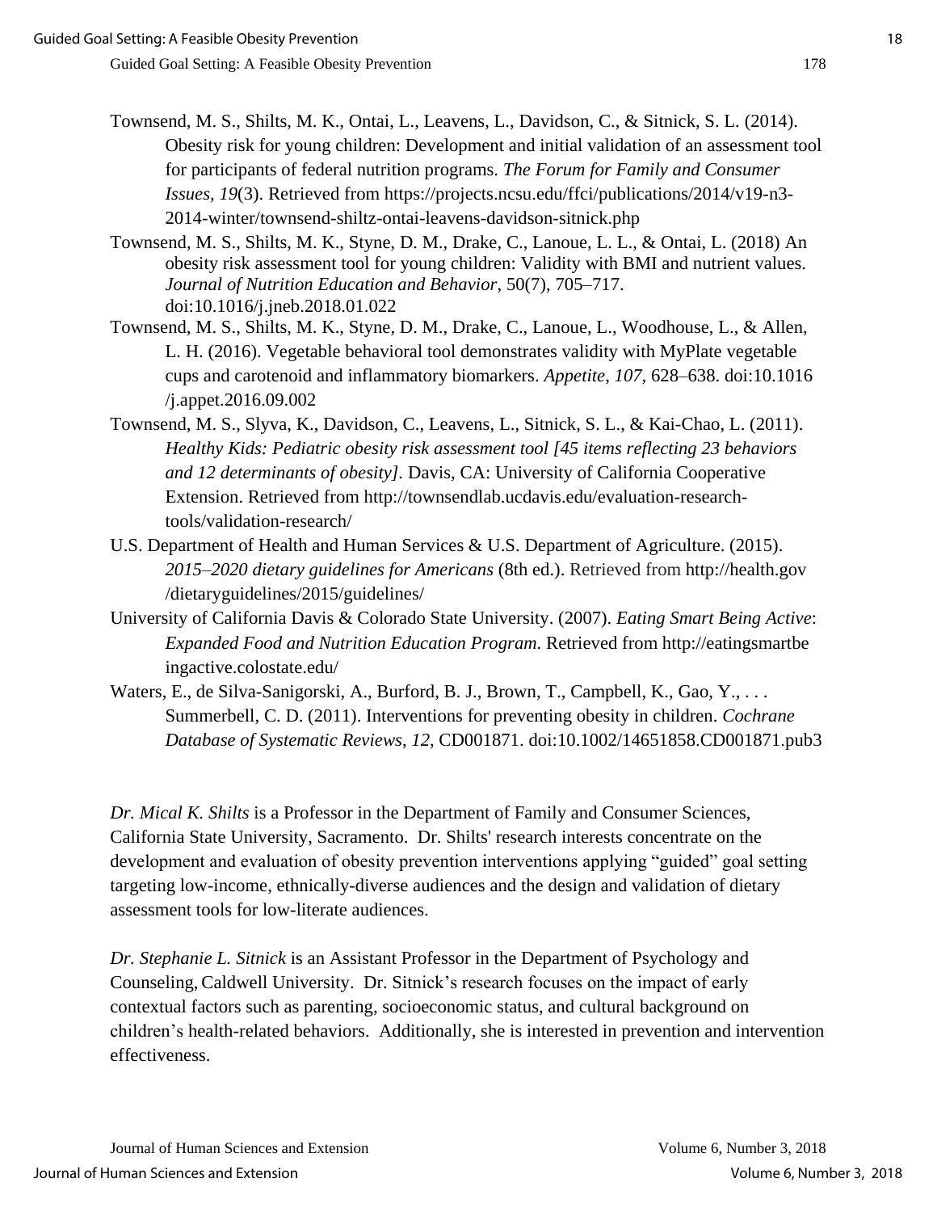Townsend, M. S., Shilts, M. K., Ontai, L., Leavens, L., Davidson, C., & Sitnick, S. L. (2014). Obesity risk for young children: Development and initial validation of an assessment tool for participants of federal nutrition programs. *The Forum for Family and Consumer Issues, 19*(3). Retrieved from https://projects.ncsu.edu/ffci/publications/2014/v19-n3-2014-winter/townsend-shiltz-ontai-leavens-davidson-sitnick.php

Townsend, M. S., Shilts, M. K., Styne, D. M., Drake, C., Lanoue, L. L., & Ontai, L. (2018) An obesity risk assessment tool for young children: Validity with BMI and nutrient values. *Journal of Nutrition Education and Behavior*, 50(7), 705–717. doi:10.1016/j.jneb.2018.01.022

Townsend, M. S., Shilts, M. K., Styne, D. M., Drake, C., Lanoue, L., Woodhouse, L., & Allen, L. H. (2016). Vegetable behavioral tool demonstrates validity with MyPlate vegetable cups and carotenoid and inflammatory biomarkers. *Appetite*, *107*, 628–638. doi:10.1016/j.appet.2016.09.002

Townsend, M. S., Slyva, K., Davidson, C., Leavens, L., Sitnick, S. L., & Kai-Chao, L. (2011). *Healthy Kids: Pediatric obesity risk assessment tool [45 items reflecting 23 behaviors and 12 determinants of obesity]*. Davis, CA: University of California Cooperative Extension. Retrieved from http://townsendlab.ucdavis.edu/evaluation-research-tools/validation-research/

U.S. Department of Health and Human Services & U.S. Department of Agriculture. (2015). *2015–2020 dietary guidelines for Americans* (8th ed.). Retrieved from http://health.gov/dietaryguidelines/2015/guidelines/

University of California Davis & Colorado State University. (2007). *Eating Smart Being Active*: *Expanded Food and Nutrition Education Program*. Retrieved from http://eatingsmartbeingactive.colostate.edu/

Waters, E., de Silva-Sanigorski, A., Burford, B. J., Brown, T., Campbell, K., Gao, Y., . . . Summerbell, C. D. (2011). Interventions for preventing obesity in children. *Cochrane Database of Systematic Reviews*, *12*, CD001871. doi:10.1002/14651858.CD001871.pub3

*Dr. Mical K. Shilts* is a Professor in the Department of Family and Consumer Sciences, California State University, Sacramento. Dr. Shilts' research interests concentrate on the development and evaluation of obesity prevention interventions applying "guided" goal setting targeting low-income, ethnically-diverse audiences and the design and validation of dietary assessment tools for low-literate audiences.

*Dr. Stephanie L. Sitnick* is an Assistant Professor in the Department of Psychology and Counseling, Caldwell University. Dr. Sitnick's research focuses on the impact of early contextual factors such as parenting, socioeconomic status, and cultural background on children's health-related behaviors. Additionally, she is interested in prevention and intervention effectiveness.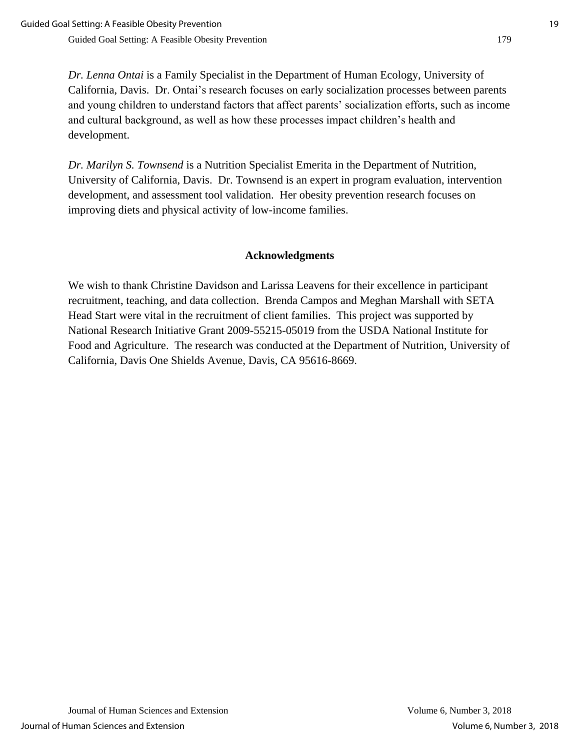*Dr. Lenna Ontai* is a Family Specialist in the Department of Human Ecology, University of California, Davis. Dr. Ontai's research focuses on early socialization processes between parents and young children to understand factors that affect parents' socialization efforts, such as income and cultural background, as well as how these processes impact children's health and development.

*Dr. Marilyn S. Townsend* is a Nutrition Specialist Emerita in the Department of Nutrition, University of California, Davis. Dr. Townsend is an expert in program evaluation, intervention development, and assessment tool validation. Her obesity prevention research focuses on improving diets and physical activity of low-income families.

## Acknowledgments

We wish to thank Christine Davidson and Larissa Leavens for their excellence in participant recruitment, teaching, and data collection. Brenda Campos and Meghan Marshall with SETA Head Start were vital in the recruitment of client families. This project was supported by National Research Initiative Grant 2009-55215-05019 from the USDA National Institute for Food and Agriculture. The research was conducted at the Department of Nutrition, University of California, Davis One Shields Avenue, Davis, CA 95616-8669.